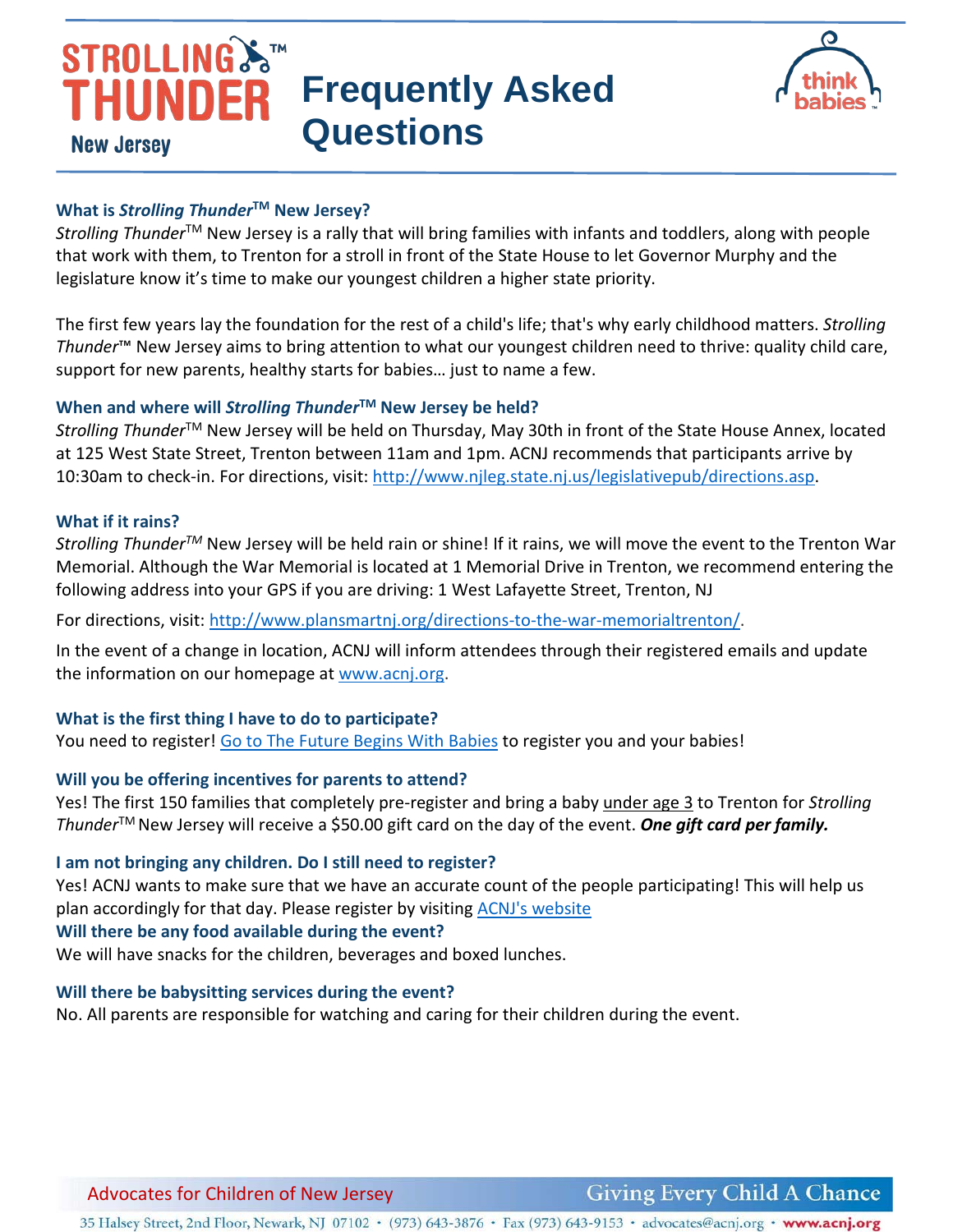# Strolling Thunder™ New Jersey — Frequently Asked Questions

### What is *Strolling Thunder*™ New Jersey?

*Strolling Thunder*™ New Jersey is a rally that will bring families with infants and toddlers, along with people that work with them, to Trenton for a stroll in front of the State House to let Governor Murphy and the legislature know it's time to make our youngest children a higher state priority.

The first few years lay the foundation for the rest of a child's life; that's why early childhood matters. *Strolling Thunder*™ New Jersey aims to bring attention to what our youngest children need to thrive: quality child care, support for new parents, healthy starts for babies… just to name a few.

### When and where will *Strolling Thunder*™ New Jersey be held?

*Strolling Thunder*™ New Jersey will be held on Thursday, May 30th in front of the State House Annex, located at 125 West State Street, Trenton between 11am and 1pm. ACNJ recommends that participants arrive by 10:30am to check-in. For directions, visit: [http://www.njleg.state.nj.us/legislativepub/directions.asp](http://www.njleg.state.nj.us/legislativepub/directions.asp).

### What if it rains?

*Strolling Thunder*™ New Jersey will be held rain or shine! If it rains, we will move the event to the Trenton War Memorial. Although the War Memorial is located at 1 Memorial Drive in Trenton, we recommend entering the following address into your GPS if you are driving: 1 West Lafayette Street, Trenton, NJ

For directions, visit: [http://www.plansmartnj.org/directions-to-the-war-memorialtrenton/](http://www.plansmartnj.org/directions-to-the-war-memorialtrenton/).

In the event of a change in location, ACNJ will inform attendees through their registered emails and update the information on our homepage at [www.acnj.org](http://www.acnj.org).

### What is the first thing I have to do to participate?

You need to register! Go to The Future Begins With Babies to register you and your babies!

### Will you be offering incentives for parents to attend?

Yes! The first 150 families that completely pre-register and bring a baby under age 3 to Trenton for *Strolling Thunder*™ New Jersey will receive a $50.00 gift card on the day of the event. ***One gift card per family.***

### I am not bringing any children. Do I still need to register?

Yes! ACNJ wants to make sure that we have an accurate count of the people participating! This will help us plan accordingly for that day. Please register by visiting ACNJ's website

### Will there be any food available during the event?

We will have snacks for the children, beverages and boxed lunches.

### Will there be babysitting services during the event?

No. All parents are responsible for watching and caring for their children during the event.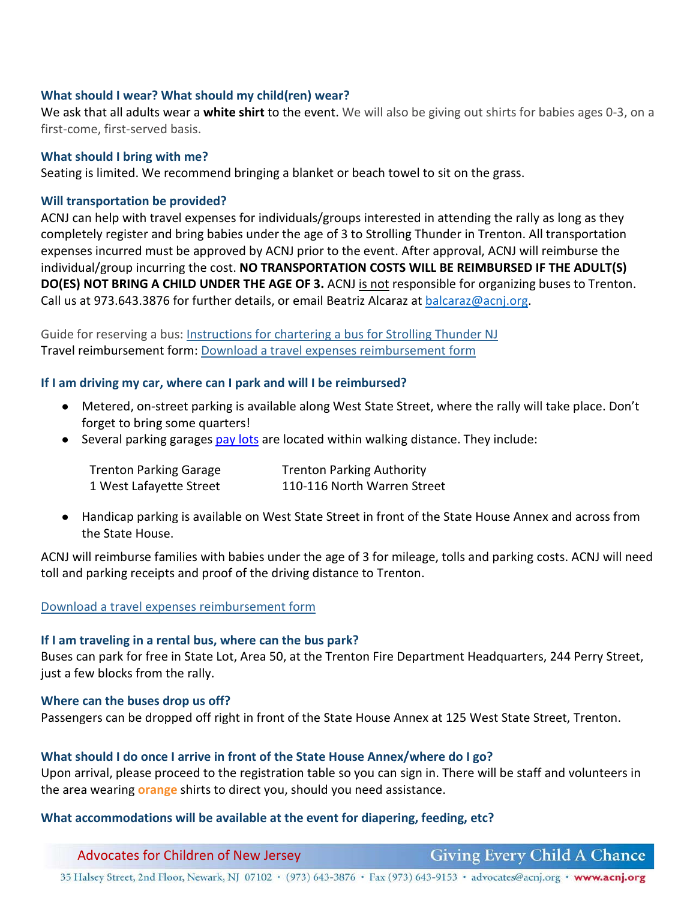### What should I wear? What should my child(ren) wear?

We ask that all adults wear a **white shirt** to the event. We will also be giving out shirts for babies ages 0-3, on a first-come, first-served basis.

### What should I bring with me?

Seating is limited. We recommend bringing a blanket or beach towel to sit on the grass.

### Will transportation be provided?

ACNJ can help with travel expenses for individuals/groups interested in attending the rally as long as they completely register and bring babies under the age of 3 to Strolling Thunder in Trenton. All transportation expenses incurred must be approved by ACNJ prior to the event. After approval, ACNJ will reimburse the individual/group incurring the cost. **NO TRANSPORTATION COSTS WILL BE REIMBURSED IF THE ADULT(S) DO(ES) NOT BRING A CHILD UNDER THE AGE OF 3.** ACNJ is not responsible for organizing buses to Trenton. Call us at 973.643.3876 for further details, or email Beatriz Alcaraz at balcaraz@acnj.org.

Guide for reserving a bus: Instructions for chartering a bus for Strolling Thunder NJ
Travel reimbursement form: Download a travel expenses reimbursement form

### If I am driving my car, where can I park and will I be reimbursed?

- Metered, on-street parking is available along West State Street, where the rally will take place. Don't forget to bring some quarters!
- Several parking garages pay lots are located within walking distance. They include:

| Trenton Parking Garage | Trenton Parking Authority |
|---|---|
| 1 West Lafayette Street | 110-116 North Warren Street |

- Handicap parking is available on West State Street in front of the State House Annex and across from the State House.

ACNJ will reimburse families with babies under the age of 3 for mileage, tolls and parking costs. ACNJ will need toll and parking receipts and proof of the driving distance to Trenton.

Download a travel expenses reimbursement form

### If I am traveling in a rental bus, where can the bus park?

Buses can park for free in State Lot, Area 50, at the Trenton Fire Department Headquarters, 244 Perry Street, just a few blocks from the rally.

### Where can the buses drop us off?

Passengers can be dropped off right in front of the State House Annex at 125 West State Street, Trenton.

### What should I do once I arrive in front of the State House Annex/where do I go?

Upon arrival, please proceed to the registration table so you can sign in. There will be staff and volunteers in the area wearing orange shirts to direct you, should you need assistance.

### What accommodations will be available at the event for diapering, feeding, etc?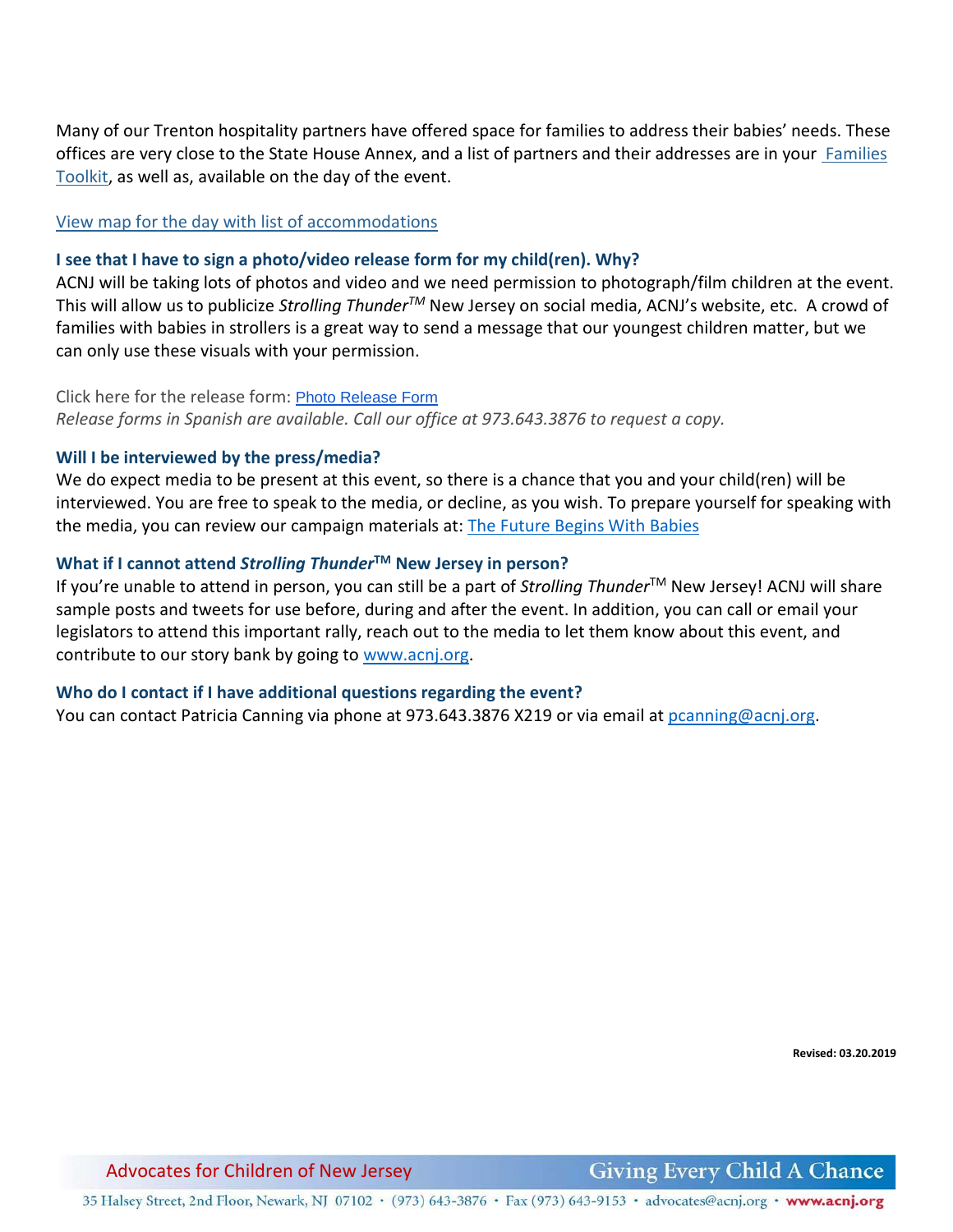Many of our Trenton hospitality partners have offered space for families to address their babies' needs. These offices are very close to the State House Annex, and a list of partners and their addresses are in your Families Toolkit, as well as, available on the day of the event.

View map for the day with list of accommodations

### I see that I have to sign a photo/video release form for my child(ren). Why?

ACNJ will be taking lots of photos and video and we need permission to photograph/film children at the event. This will allow us to publicize *Strolling Thunder*™ New Jersey on social media, ACNJ's website, etc. A crowd of families with babies in strollers is a great way to send a message that our youngest children matter, but we can only use these visuals with your permission.

Click here for the release form: Photo Release Form

*Release forms in Spanish are available. Call our office at 973.643.3876 to request a copy.*

### Will I be interviewed by the press/media?

We do expect media to be present at this event, so there is a chance that you and your child(ren) will be interviewed. You are free to speak to the media, or decline, as you wish. To prepare yourself for speaking with the media, you can review our campaign materials at: The Future Begins With Babies

### What if I cannot attend *Strolling Thunder*™ New Jersey in person?

If you're unable to attend in person, you can still be a part of *Strolling Thunder*™ New Jersey! ACNJ will share sample posts and tweets for use before, during and after the event. In addition, you can call or email your legislators to attend this important rally, reach out to the media to let them know about this event, and contribute to our story bank by going to www.acnj.org.

### Who do I contact if I have additional questions regarding the event?

You can contact Patricia Canning via phone at 973.643.3876 X219 or via email at pcanning@acnj.org.

**Revised: 03.20.2019**